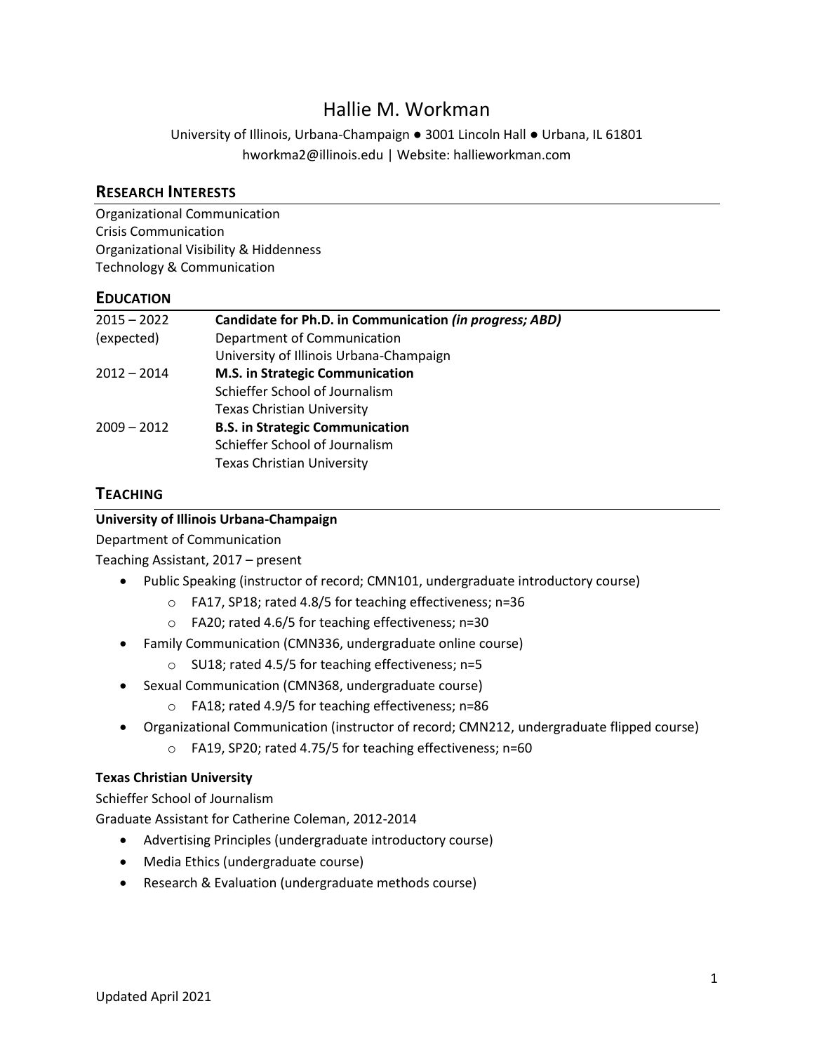# Hallie M. Workman

University of Illinois, Urbana-Champaign ● 3001 Lincoln Hall ● Urbana, IL 61801
hworkma2@illinois.edu | Website: hallieworkman.com

## Research Interests

Organizational Communication
Crisis Communication
Organizational Visibility & Hiddenness
Technology & Communication

## Education

| | |
|---|---|
| 2015 – 2022 (expected) | **Candidate for Ph.D. in Communication *(in progress; ABD)*** <br> Department of Communication <br> University of Illinois Urbana-Champaign |
| 2012 – 2014 | **M.S. in Strategic Communication** <br> Schieffer School of Journalism <br> Texas Christian University |
| 2009 – 2012 | **B.S. in Strategic Communication** <br> Schieffer School of Journalism <br> Texas Christian University |

## Teaching

**University of Illinois Urbana-Champaign**

Department of Communication

Teaching Assistant, 2017 – present

- Public Speaking (instructor of record; CMN101, undergraduate introductory course)
  - FA17, SP18; rated 4.8/5 for teaching effectiveness; n=36
  - FA20; rated 4.6/5 for teaching effectiveness; n=30
- Family Communication (CMN336, undergraduate online course)
  - SU18; rated 4.5/5 for teaching effectiveness; n=5
- Sexual Communication (CMN368, undergraduate course)
  - FA18; rated 4.9/5 for teaching effectiveness; n=86
- Organizational Communication (instructor of record; CMN212, undergraduate flipped course)
  - FA19, SP20; rated 4.75/5 for teaching effectiveness; n=60

**Texas Christian University**

Schieffer School of Journalism

Graduate Assistant for Catherine Coleman, 2012-2014

- Advertising Principles (undergraduate introductory course)
- Media Ethics (undergraduate course)
- Research & Evaluation (undergraduate methods course)

Updated April 2021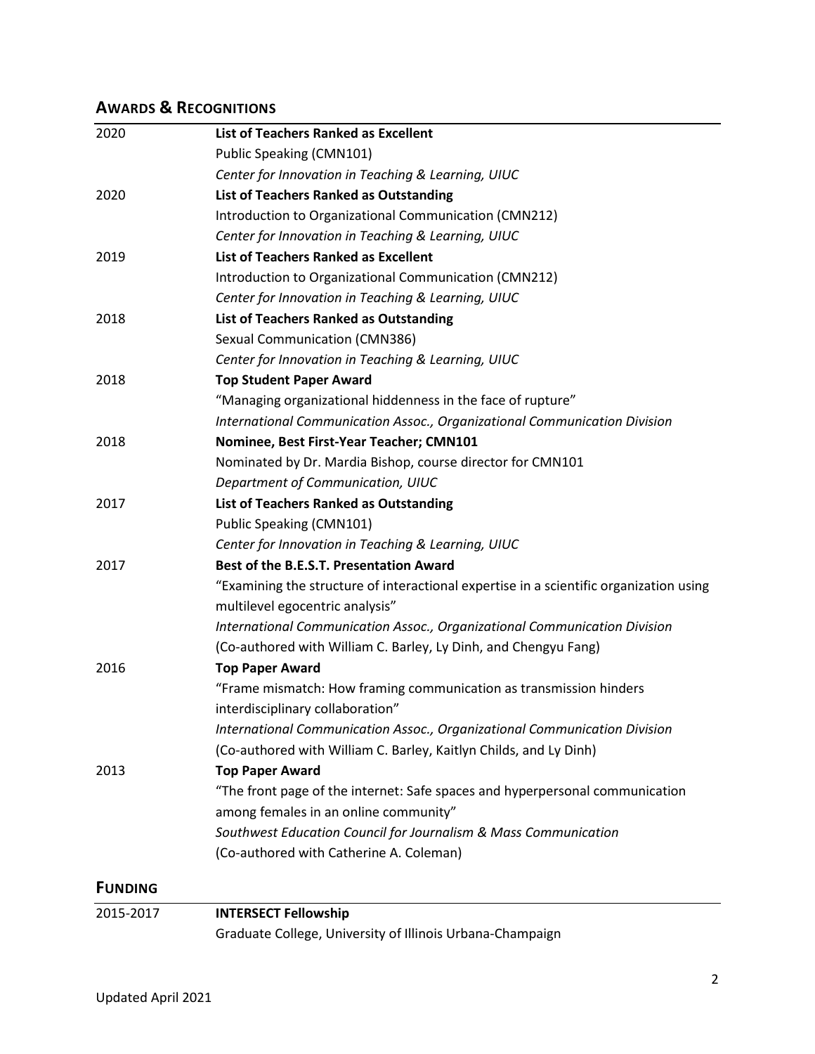## AWARDS & RECOGNITIONS

| | |
|---|---|
| 2020 | **List of Teachers Ranked as Excellent**<br>Public Speaking (CMN101)<br>*Center for Innovation in Teaching & Learning, UIUC* |
| 2020 | **List of Teachers Ranked as Outstanding**<br>Introduction to Organizational Communication (CMN212)<br>*Center for Innovation in Teaching & Learning, UIUC* |
| 2019 | **List of Teachers Ranked as Excellent**<br>Introduction to Organizational Communication (CMN212)<br>*Center for Innovation in Teaching & Learning, UIUC* |
| 2018 | **List of Teachers Ranked as Outstanding**<br>Sexual Communication (CMN386)<br>*Center for Innovation in Teaching & Learning, UIUC* |
| 2018 | **Top Student Paper Award**<br>"Managing organizational hiddenness in the face of rupture"<br>*International Communication Assoc., Organizational Communication Division* |
| 2018 | **Nominee, Best First-Year Teacher; CMN101**<br>Nominated by Dr. Mardia Bishop, course director for CMN101<br>*Department of Communication, UIUC* |
| 2017 | **List of Teachers Ranked as Outstanding**<br>Public Speaking (CMN101)<br>*Center for Innovation in Teaching & Learning, UIUC* |
| 2017 | **Best of the B.E.S.T. Presentation Award**<br>"Examining the structure of interactional expertise in a scientific organization using multilevel egocentric analysis"<br>*International Communication Assoc., Organizational Communication Division*<br>(Co-authored with William C. Barley, Ly Dinh, and Chengyu Fang) |
| 2016 | **Top Paper Award**<br>"Frame mismatch: How framing communication as transmission hinders interdisciplinary collaboration"<br>*International Communication Assoc., Organizational Communication Division*<br>(Co-authored with William C. Barley, Kaitlyn Childs, and Ly Dinh) |
| 2013 | **Top Paper Award**<br>"The front page of the internet: Safe spaces and hyperpersonal communication among females in an online community"<br>*Southwest Education Council for Journalism & Mass Communication*<br>(Co-authored with Catherine A. Coleman) |

## FUNDING

| | |
|---|---|
| 2015-2017 | **INTERSECT Fellowship**<br>Graduate College, University of Illinois Urbana-Champaign |

Updated April 2021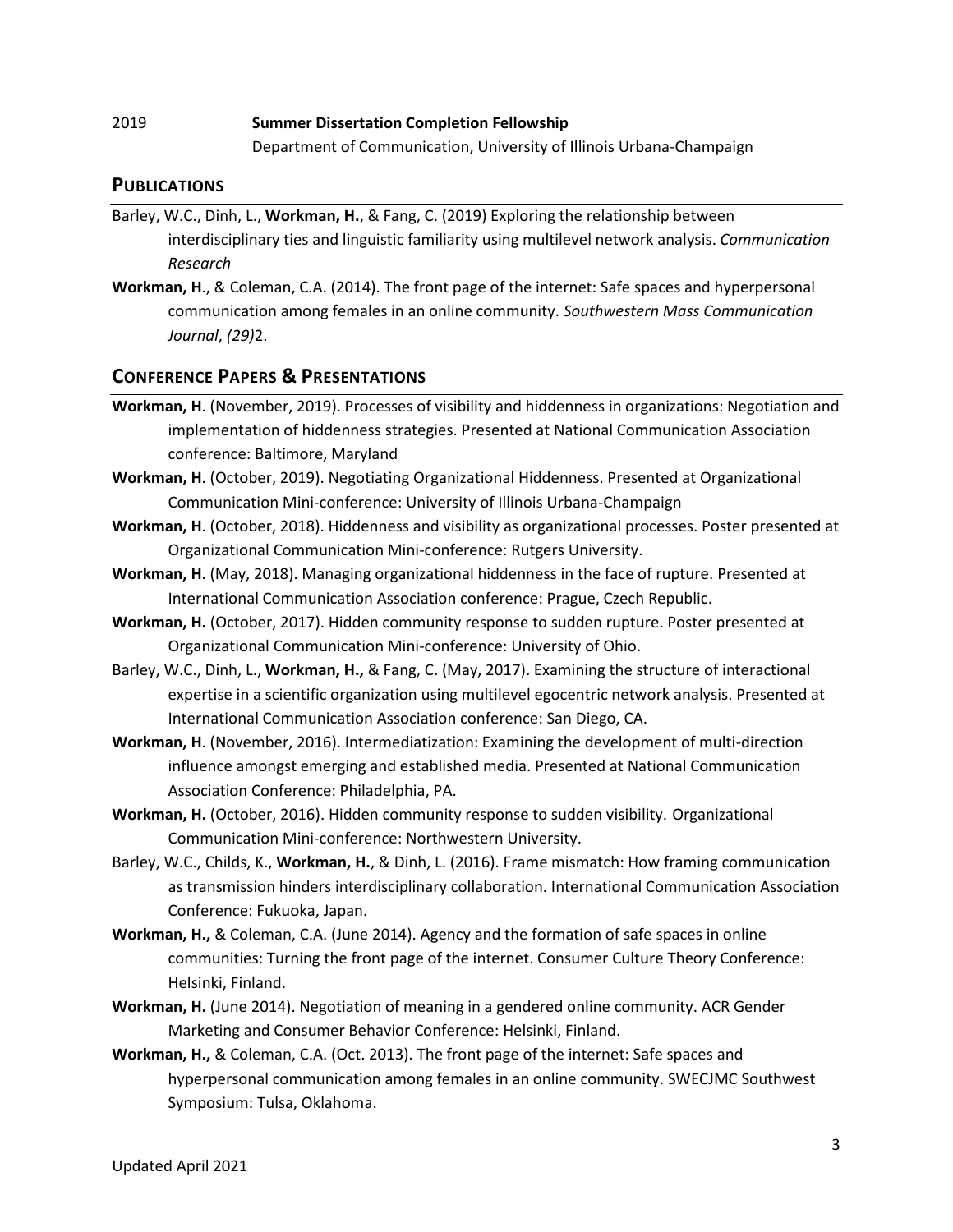2019 **Summer Dissertation Completion Fellowship**
Department of Communication, University of Illinois Urbana-Champaign

## PUBLICATIONS

Barley, W.C., Dinh, L., **Workman, H.**, & Fang, C. (2019) Exploring the relationship between interdisciplinary ties and linguistic familiarity using multilevel network analysis. *Communication Research*

**Workman, H**., & Coleman, C.A. (2014). The front page of the internet: Safe spaces and hyperpersonal communication among females in an online community. *Southwestern Mass Communication Journal*, *(29)*2.

## CONFERENCE PAPERS & PRESENTATIONS

**Workman, H**. (November, 2019). Processes of visibility and hiddenness in organizations: Negotiation and implementation of hiddenness strategies. Presented at National Communication Association conference: Baltimore, Maryland

**Workman, H**. (October, 2019). Negotiating Organizational Hiddenness. Presented at Organizational Communication Mini-conference: University of Illinois Urbana-Champaign

**Workman, H**. (October, 2018). Hiddenness and visibility as organizational processes. Poster presented at Organizational Communication Mini-conference: Rutgers University.

**Workman, H**. (May, 2018). Managing organizational hiddenness in the face of rupture. Presented at International Communication Association conference: Prague, Czech Republic.

**Workman, H.** (October, 2017). Hidden community response to sudden rupture. Poster presented at Organizational Communication Mini-conference: University of Ohio.

Barley, W.C., Dinh, L., **Workman, H.,** & Fang, C. (May, 2017). Examining the structure of interactional expertise in a scientific organization using multilevel egocentric network analysis. Presented at International Communication Association conference: San Diego, CA.

**Workman, H**. (November, 2016). Intermediatization: Examining the development of multi-direction influence amongst emerging and established media. Presented at National Communication Association Conference: Philadelphia, PA.

**Workman, H.** (October, 2016). Hidden community response to sudden visibility. Organizational Communication Mini-conference: Northwestern University.

Barley, W.C., Childs, K., **Workman, H.**, & Dinh, L. (2016). Frame mismatch: How framing communication as transmission hinders interdisciplinary collaboration. International Communication Association Conference: Fukuoka, Japan.

**Workman, H.,** & Coleman, C.A. (June 2014). Agency and the formation of safe spaces in online communities: Turning the front page of the internet. Consumer Culture Theory Conference: Helsinki, Finland.

**Workman, H.** (June 2014). Negotiation of meaning in a gendered online community. ACR Gender Marketing and Consumer Behavior Conference: Helsinki, Finland.

**Workman, H.,** & Coleman, C.A. (Oct. 2013). The front page of the internet: Safe spaces and hyperpersonal communication among females in an online community. SWECJMC Southwest Symposium: Tulsa, Oklahoma.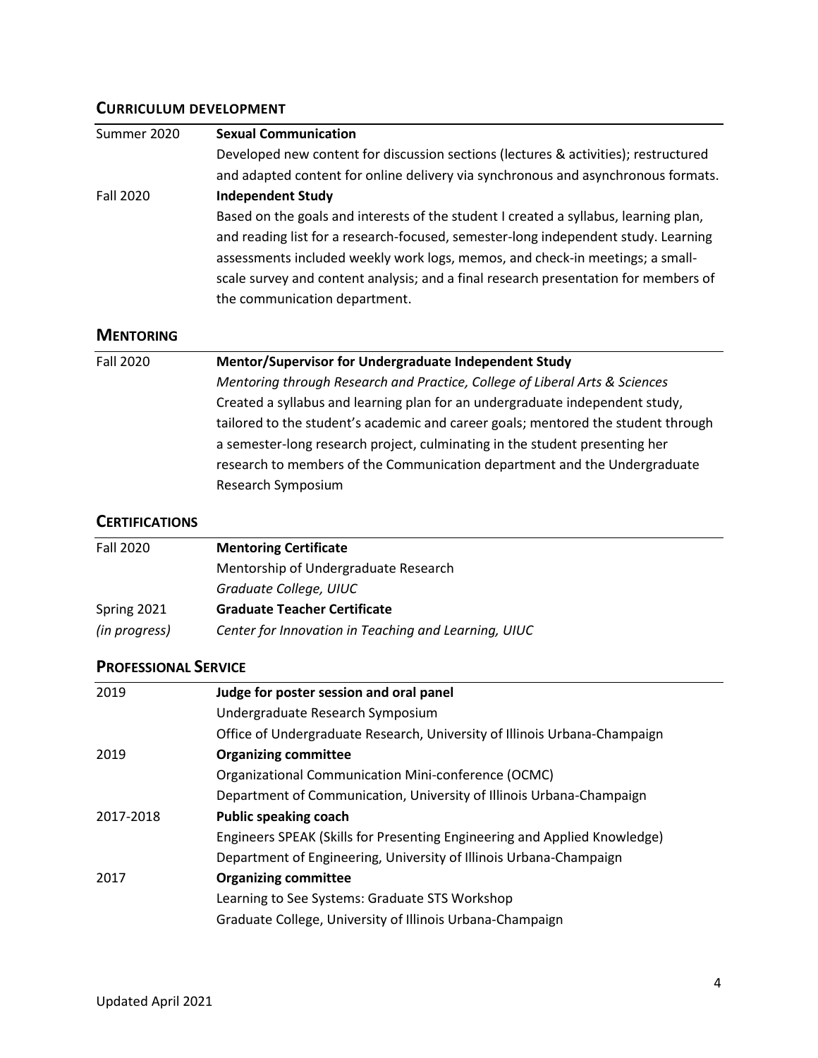## CURRICULUM DEVELOPMENT

| | |
|---|---|
| Summer 2020 | **Sexual Communication**<br>Developed new content for discussion sections (lectures & activities); restructured and adapted content for online delivery via synchronous and asynchronous formats. |
| Fall 2020 | **Independent Study**<br>Based on the goals and interests of the student I created a syllabus, learning plan, and reading list for a research-focused, semester-long independent study. Learning assessments included weekly work logs, memos, and check-in meetings; a small-scale survey and content analysis; and a final research presentation for members of the communication department. |

## MENTORING

| | |
|---|---|
| Fall 2020 | **Mentor/Supervisor for Undergraduate Independent Study**<br>*Mentoring through Research and Practice, College of Liberal Arts & Sciences*<br>Created a syllabus and learning plan for an undergraduate independent study, tailored to the student's academic and career goals; mentored the student through a semester-long research project, culminating in the student presenting her research to members of the Communication department and the Undergraduate Research Symposium |

## CERTIFICATIONS

| | |
|---|---|
| Fall 2020 | **Mentoring Certificate**<br>Mentorship of Undergraduate Research<br>*Graduate College, UIUC* |
| Spring 2021<br>*(in progress)* | **Graduate Teacher Certificate**<br>*Center for Innovation in Teaching and Learning, UIUC* |

## PROFESSIONAL SERVICE

| | |
|---|---|
| 2019 | **Judge for poster session and oral panel**<br>Undergraduate Research Symposium<br>Office of Undergraduate Research, University of Illinois Urbana-Champaign |
| 2019 | **Organizing committee**<br>Organizational Communication Mini-conference (OCMC)<br>Department of Communication, University of Illinois Urbana-Champaign |
| 2017-2018 | **Public speaking coach**<br>Engineers SPEAK (Skills for Presenting Engineering and Applied Knowledge)<br>Department of Engineering, University of Illinois Urbana-Champaign |
| 2017 | **Organizing committee**<br>Learning to See Systems: Graduate STS Workshop<br>Graduate College, University of Illinois Urbana-Champaign |

Updated April 2021